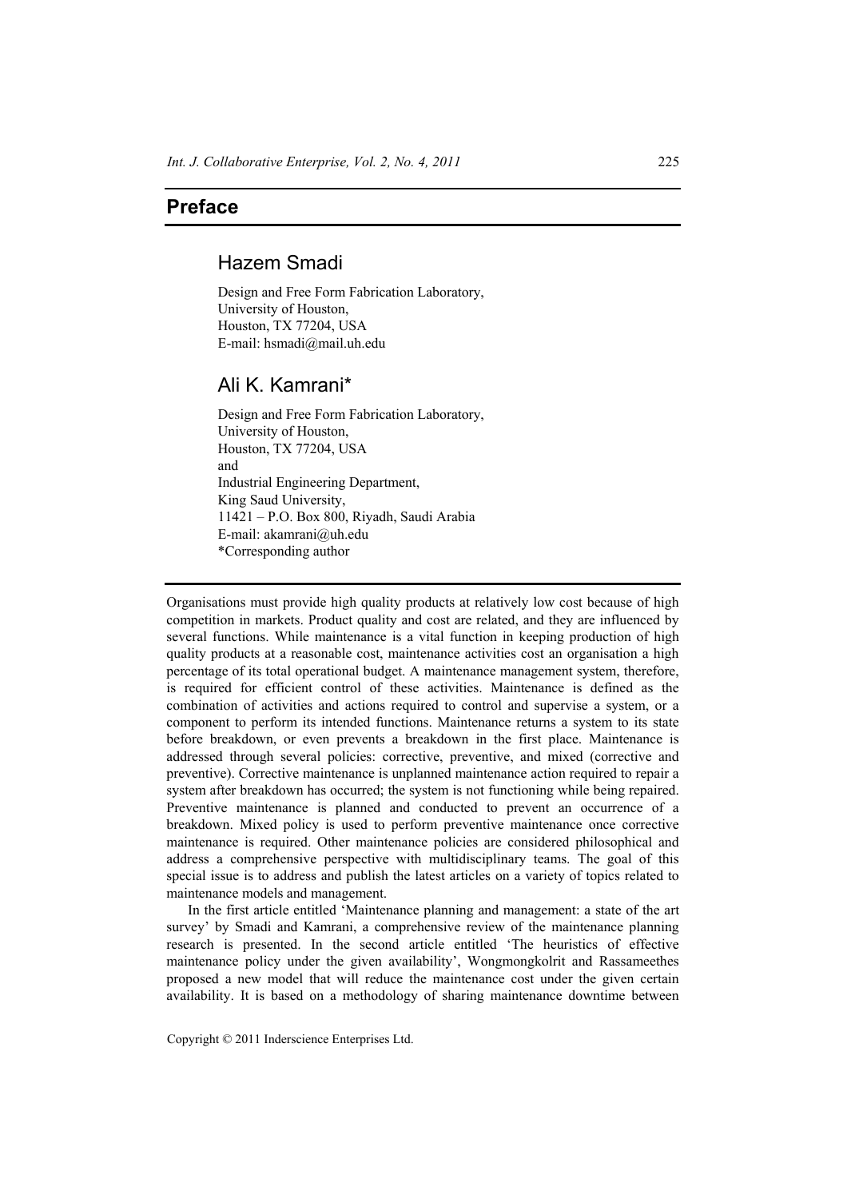# Preface

## Hazem Smadi

Design and Free Form Fabrication Laboratory,
University of Houston,
Houston, TX 77204, USA
E-mail: hsmadi@mail.uh.edu

## Ali K. Kamrani*

Design and Free Form Fabrication Laboratory,
University of Houston,
Houston, TX 77204, USA
and
Industrial Engineering Department,
King Saud University,
11421 – P.O. Box 800, Riyadh, Saudi Arabia
E-mail: akamrani@uh.edu
*Corresponding author

---

Organisations must provide high quality products at relatively low cost because of high competition in markets. Product quality and cost are related, and they are influenced by several functions. While maintenance is a vital function in keeping production of high quality products at a reasonable cost, maintenance activities cost an organisation a high percentage of its total operational budget. A maintenance management system, therefore, is required for efficient control of these activities. Maintenance is defined as the combination of activities and actions required to control and supervise a system, or a component to perform its intended functions. Maintenance returns a system to its state before breakdown, or even prevents a breakdown in the first place. Maintenance is addressed through several policies: corrective, preventive, and mixed (corrective and preventive). Corrective maintenance is unplanned maintenance action required to repair a system after breakdown has occurred; the system is not functioning while being repaired. Preventive maintenance is planned and conducted to prevent an occurrence of a breakdown. Mixed policy is used to perform preventive maintenance once corrective maintenance is required. Other maintenance policies are considered philosophical and address a comprehensive perspective with multidisciplinary teams. The goal of this special issue is to address and publish the latest articles on a variety of topics related to maintenance models and management.

In the first article entitled 'Maintenance planning and management: a state of the art survey' by Smadi and Kamrani, a comprehensive review of the maintenance planning research is presented. In the second article entitled 'The heuristics of effective maintenance policy under the given availability', Wongmongkolrit and Rassameethes proposed a new model that will reduce the maintenance cost under the given certain availability. It is based on a methodology of sharing maintenance downtime between

Copyright © 2011 Inderscience Enterprises Ltd.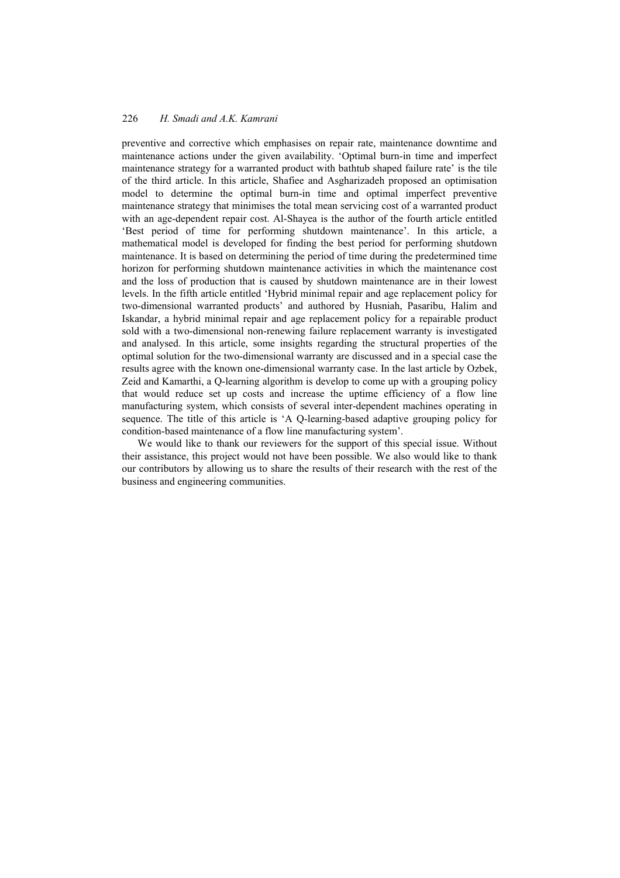preventive and corrective which emphasises on repair rate, maintenance downtime and maintenance actions under the given availability. 'Optimal burn-in time and imperfect maintenance strategy for a warranted product with bathtub shaped failure rate' is the tile of the third article. In this article, Shafiee and Asgharizadeh proposed an optimisation model to determine the optimal burn-in time and optimal imperfect preventive maintenance strategy that minimises the total mean servicing cost of a warranted product with an age-dependent repair cost. Al-Shayea is the author of the fourth article entitled 'Best period of time for performing shutdown maintenance'. In this article, a mathematical model is developed for finding the best period for performing shutdown maintenance. It is based on determining the period of time during the predetermined time horizon for performing shutdown maintenance activities in which the maintenance cost and the loss of production that is caused by shutdown maintenance are in their lowest levels. In the fifth article entitled 'Hybrid minimal repair and age replacement policy for two-dimensional warranted products' and authored by Husniah, Pasaribu, Halim and Iskandar, a hybrid minimal repair and age replacement policy for a repairable product sold with a two-dimensional non-renewing failure replacement warranty is investigated and analysed. In this article, some insights regarding the structural properties of the optimal solution for the two-dimensional warranty are discussed and in a special case the results agree with the known one-dimensional warranty case. In the last article by Ozbek, Zeid and Kamarthi, a Q-learning algorithm is develop to come up with a grouping policy that would reduce set up costs and increase the uptime efficiency of a flow line manufacturing system, which consists of several inter-dependent machines operating in sequence. The title of this article is 'A Q-learning-based adaptive grouping policy for condition-based maintenance of a flow line manufacturing system'.

We would like to thank our reviewers for the support of this special issue. Without their assistance, this project would not have been possible. We also would like to thank our contributors by allowing us to share the results of their research with the rest of the business and engineering communities.